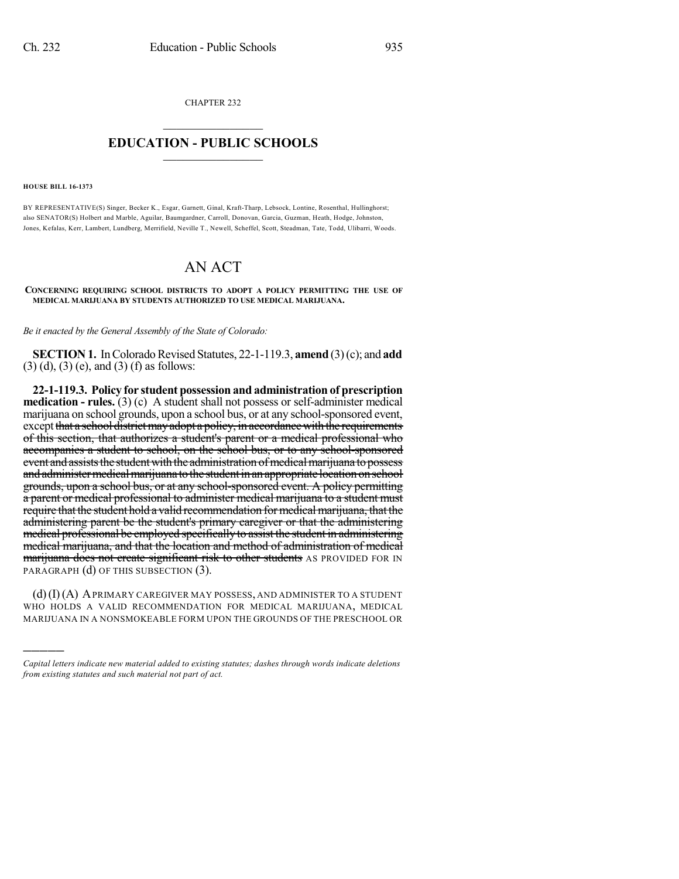CHAPTER 232

# EDUCATION - PUBLIC SCHOOLS

**HOUSE BILL 16-1373**

BY REPRESENTATIVE(S) Singer, Becker K., Esgar, Garnett, Ginal, Kraft-Tharp, Lebsock, Lontine, Rosenthal, Hullinghorst; also SENATOR(S) Holbert and Marble, Aguilar, Baumgardner, Carroll, Donovan, Garcia, Guzman, Heath, Hodge, Johnston, Jones, Kefalas, Kerr, Lambert, Lundberg, Merrifield, Neville T., Newell, Scheffel, Scott, Steadman, Tate, Todd, Ulibarri, Woods.

# AN ACT

**CONCERNING REQUIRING SCHOOL DISTRICTS TO ADOPT A POLICY PERMITTING THE USE OF MEDICAL MARIJUANA BY STUDENTS AUTHORIZED TO USE MEDICAL MARIJUANA.**

*Be it enacted by the General Assembly of the State of Colorado:*

**SECTION 1.** In Colorado Revised Statutes, 22-1-119.3, **amend** (3) (c); and **add** (3) (d), (3) (e), and (3) (f) as follows:

**22-1-119.3. Policy for student possession and administration of prescription medication - rules.** (3) (c) A student shall not possess or self-administer medical marijuana on school grounds, upon a school bus, or at any school-sponsored event, except ~~that a school district may adopt a policy, in accordance with the requirements of this section, that authorizes a student's parent or a medical professional who accompanies a student to school, on the school bus, or to any school-sponsored event and assists the student with the administration of medical marijuana to possess and administer medical marijuana to the student in an appropriate location on school grounds, upon a school bus, or at any school-sponsored event. A policy permitting a parent or medical professional to administer medical marijuana to a student must require that the student hold a valid recommendation for medical marijuana, that the administering parent be the student's primary caregiver or that the administering medical professional be employed specifically to assist the student in administering medical marijuana, and that the location and method of administration of medical marijuana does not create significant risk to other students~~ AS PROVIDED FOR IN PARAGRAPH (d) OF THIS SUBSECTION (3).

(d) (I) (A) A PRIMARY CAREGIVER MAY POSSESS, AND ADMINISTER TO A STUDENT WHO HOLDS A VALID RECOMMENDATION FOR MEDICAL MARIJUANA, MEDICAL MARIJUANA IN A NONSMOKEABLE FORM UPON THE GROUNDS OF THE PRESCHOOL OR

*Capital letters indicate new material added to existing statutes; dashes through words indicate deletions from existing statutes and such material not part of act.*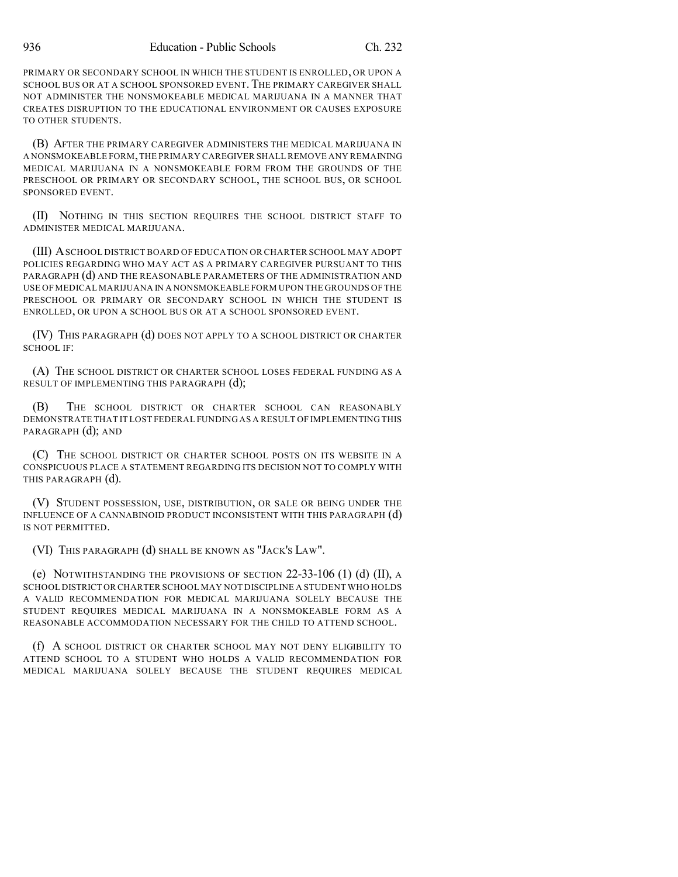PRIMARY OR SECONDARY SCHOOL IN WHICH THE STUDENT IS ENROLLED, OR UPON A SCHOOL BUS OR AT A SCHOOL SPONSORED EVENT. THE PRIMARY CAREGIVER SHALL NOT ADMINISTER THE NONSMOKEABLE MEDICAL MARIJUANA IN A MANNER THAT CREATES DISRUPTION TO THE EDUCATIONAL ENVIRONMENT OR CAUSES EXPOSURE TO OTHER STUDENTS.

(B) AFTER THE PRIMARY CAREGIVER ADMINISTERS THE MEDICAL MARIJUANA IN A NONSMOKEABLE FORM, THE PRIMARY CAREGIVER SHALL REMOVE ANY REMAINING MEDICAL MARIJUANA IN A NONSMOKEABLE FORM FROM THE GROUNDS OF THE PRESCHOOL OR PRIMARY OR SECONDARY SCHOOL, THE SCHOOL BUS, OR SCHOOL SPONSORED EVENT.

(II) NOTHING IN THIS SECTION REQUIRES THE SCHOOL DISTRICT STAFF TO ADMINISTER MEDICAL MARIJUANA.

(III) A SCHOOL DISTRICT BOARD OF EDUCATION OR CHARTER SCHOOL MAY ADOPT POLICIES REGARDING WHO MAY ACT AS A PRIMARY CAREGIVER PURSUANT TO THIS PARAGRAPH (d) AND THE REASONABLE PARAMETERS OF THE ADMINISTRATION AND USE OF MEDICAL MARIJUANA IN A NONSMOKEABLE FORM UPON THE GROUNDS OF THE PRESCHOOL OR PRIMARY OR SECONDARY SCHOOL IN WHICH THE STUDENT IS ENROLLED, OR UPON A SCHOOL BUS OR AT A SCHOOL SPONSORED EVENT.

(IV) THIS PARAGRAPH (d) DOES NOT APPLY TO A SCHOOL DISTRICT OR CHARTER SCHOOL IF:

(A) THE SCHOOL DISTRICT OR CHARTER SCHOOL LOSES FEDERAL FUNDING AS A RESULT OF IMPLEMENTING THIS PARAGRAPH (d);

(B) THE SCHOOL DISTRICT OR CHARTER SCHOOL CAN REASONABLY DEMONSTRATE THAT IT LOST FEDERAL FUNDING AS A RESULT OF IMPLEMENTING THIS PARAGRAPH (d); AND

(C) THE SCHOOL DISTRICT OR CHARTER SCHOOL POSTS ON ITS WEBSITE IN A CONSPICUOUS PLACE A STATEMENT REGARDING ITS DECISION NOT TO COMPLY WITH THIS PARAGRAPH (d).

(V) STUDENT POSSESSION, USE, DISTRIBUTION, OR SALE OR BEING UNDER THE INFLUENCE OF A CANNABINOID PRODUCT INCONSISTENT WITH THIS PARAGRAPH (d) IS NOT PERMITTED.

(VI) THIS PARAGRAPH (d) SHALL BE KNOWN AS "JACK'S LAW".

(e) NOTWITHSTANDING THE PROVISIONS OF SECTION 22-33-106 (1) (d) (II), A SCHOOL DISTRICT OR CHARTER SCHOOL MAY NOT DISCIPLINE A STUDENT WHO HOLDS A VALID RECOMMENDATION FOR MEDICAL MARIJUANA SOLELY BECAUSE THE STUDENT REQUIRES MEDICAL MARIJUANA IN A NONSMOKEABLE FORM AS A REASONABLE ACCOMMODATION NECESSARY FOR THE CHILD TO ATTEND SCHOOL.

(f) A SCHOOL DISTRICT OR CHARTER SCHOOL MAY NOT DENY ELIGIBILITY TO ATTEND SCHOOL TO A STUDENT WHO HOLDS A VALID RECOMMENDATION FOR MEDICAL MARIJUANA SOLELY BECAUSE THE STUDENT REQUIRES MEDICAL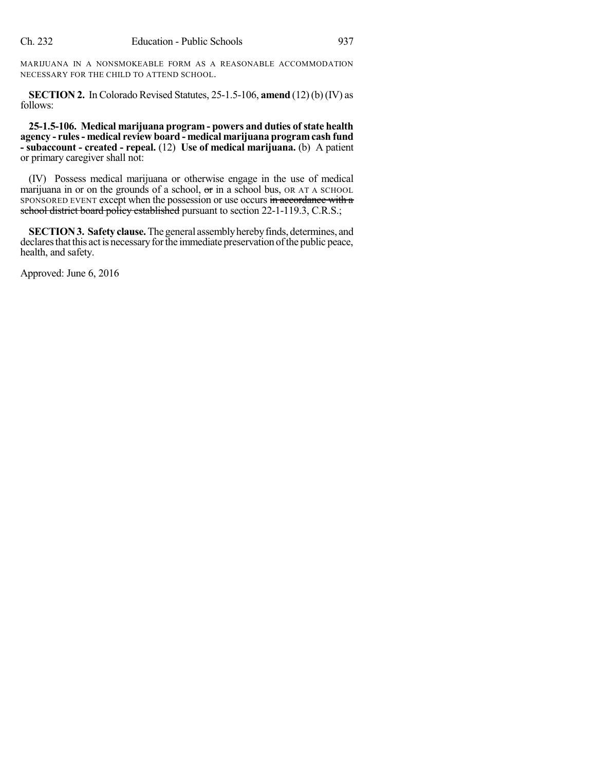MARIJUANA IN A NONSMOKEABLE FORM AS A REASONABLE ACCOMMODATION NECESSARY FOR THE CHILD TO ATTEND SCHOOL.

**SECTION 2.** In Colorado Revised Statutes, 25-1.5-106, **amend** (12) (b) (IV) as follows:

**25-1.5-106. Medical marijuana program - powers and duties of state health agency - rules - medical review board - medical marijuana program cash fund - subaccount - created - repeal.** (12) **Use of medical marijuana.** (b) A patient or primary caregiver shall not:

(IV) Possess medical marijuana or otherwise engage in the use of medical marijuana in or on the grounds of a school, ~~or~~ in a school bus, OR AT A SCHOOL SPONSORED EVENT except when the possession or use occurs ~~in accordance with a school district board policy established~~ pursuant to section 22-1-119.3, C.R.S.;

**SECTION 3. Safety clause.** The general assembly hereby finds, determines, and declares that this act is necessary for the immediate preservation of the public peace, health, and safety.

Approved: June 6, 2016